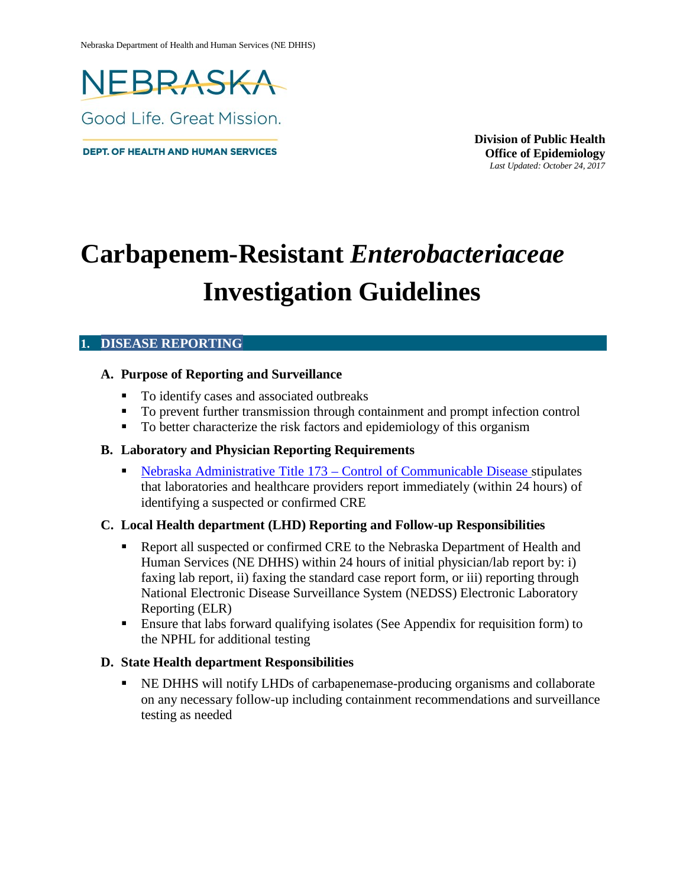Nebraska Department of Health and Human Services (NE DHHS)

NEBRASKA

Good Life. Great Mission.

DEPT. OF HEALTH AND HUMAN SERVICES

**Division of Public Health**
**Office of Epidemiology**
*Last Updated: October 24, 2017*

# Carbapenem-Resistant *Enterobacteriaceae* Investigation Guidelines

## 1. DISEASE REPORTING

### A. Purpose of Reporting and Surveillance

- To identify cases and associated outbreaks
- To prevent further transmission through containment and prompt infection control
- To better characterize the risk factors and epidemiology of this organism

### B. Laboratory and Physician Reporting Requirements

- Nebraska Administrative Title 173 – Control of Communicable Disease stipulates that laboratories and healthcare providers report immediately (within 24 hours) of identifying a suspected or confirmed CRE

### C. Local Health department (LHD) Reporting and Follow-up Responsibilities

- Report all suspected or confirmed CRE to the Nebraska Department of Health and Human Services (NE DHHS) within 24 hours of initial physician/lab report by: i) faxing lab report, ii) faxing the standard case report form, or iii) reporting through National Electronic Disease Surveillance System (NEDSS) Electronic Laboratory Reporting (ELR)
- Ensure that labs forward qualifying isolates (See Appendix for requisition form) to the NPHL for additional testing

### D. State Health department Responsibilities

- NE DHHS will notify LHDs of carbapenemase-producing organisms and collaborate on any necessary follow-up including containment recommendations and surveillance testing as needed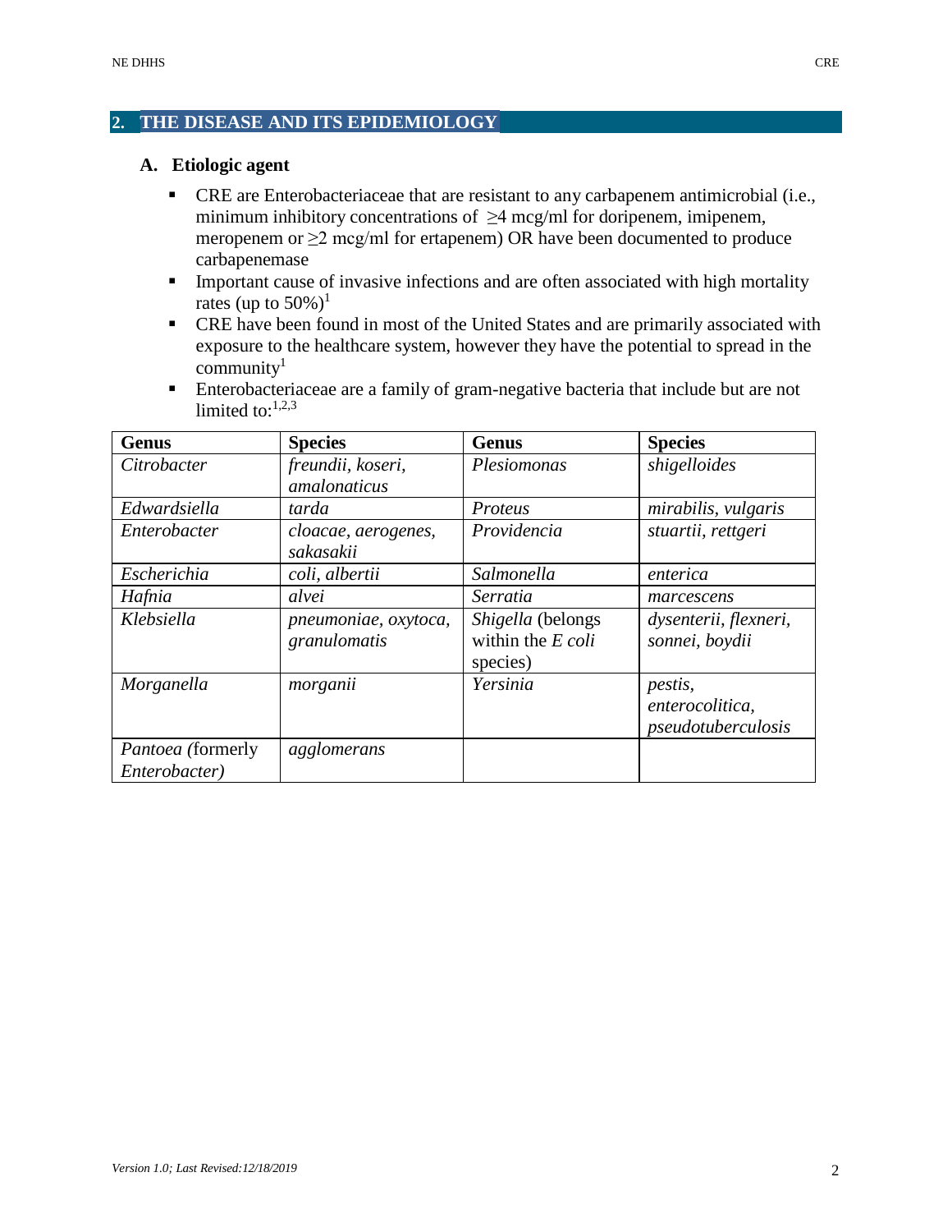## 2. THE DISEASE AND ITS EPIDEMIOLOGY

### A. Etiologic agent

- CRE are Enterobacteriaceae that are resistant to any carbapenem antimicrobial (i.e., minimum inhibitory concentrations of $\geq$4 mcg/ml for doripenem, imipenem, meropenem or $\geq$2 mcg/ml for ertapenem) OR have been documented to produce carbapenemase
- Important cause of invasive infections and are often associated with high mortality rates (up to 50%)[1]
- CRE have been found in most of the United States and are primarily associated with exposure to the healthcare system, however they have the potential to spread in the community[1]
- Enterobacteriaceae are a family of gram-negative bacteria that include but are not limited to:[1,2,3]

| Genus | Species | Genus | Species |
|---|---|---|---|
| *Citrobacter* | *freundii, koseri, amalonaticus* | *Plesiomonas* | *shigelloides* |
| *Edwardsiella* | *tarda* | *Proteus* | *mirabilis, vulgaris* |
| *Enterobacter* | *cloacae, aerogenes, sakasakii* | *Providencia* | *stuartii, rettgeri* |
| *Escherichia* | *coli, albertii* | *Salmonella* | *enterica* |
| *Hafnia* | *alvei* | *Serratia* | *marcescens* |
| *Klebsiella* | *pneumoniae, oxytoca, granulomatis* | *Shigella* (belongs within the *E coli* species) | *dysenterii, flexneri, sonnei, boydii* |
| *Morganella* | *morganii* | *Yersinia* | *pestis, enterocolitica, pseudotuberculosis* |
| *Pantoea* (formerly *Enterobacter)* | *agglomerans* | | |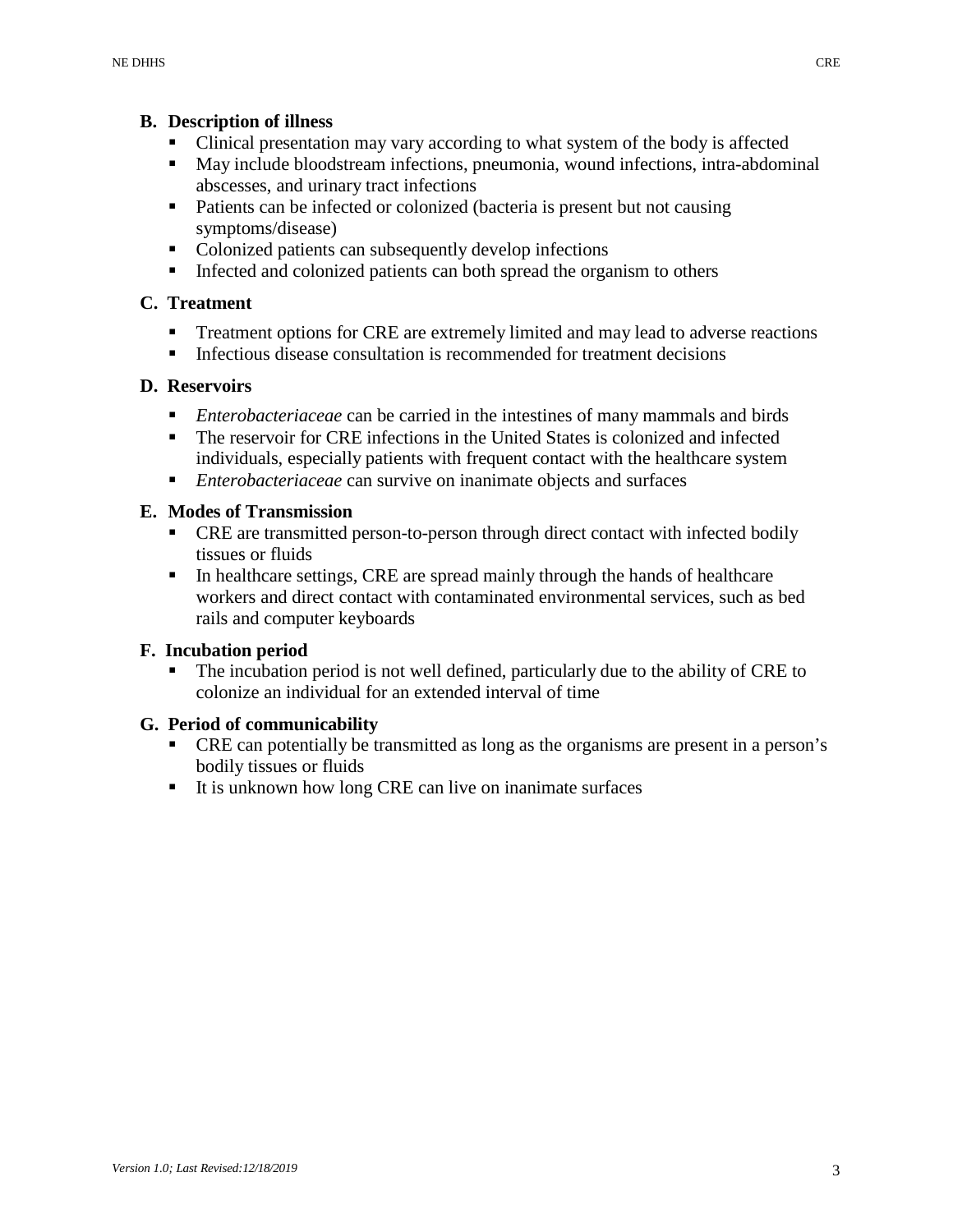### B. Description of illness

- Clinical presentation may vary according to what system of the body is affected
- May include bloodstream infections, pneumonia, wound infections, intra-abdominal abscesses, and urinary tract infections
- Patients can be infected or colonized (bacteria is present but not causing symptoms/disease)
- Colonized patients can subsequently develop infections
- Infected and colonized patients can both spread the organism to others

### C. Treatment

- Treatment options for CRE are extremely limited and may lead to adverse reactions
- Infectious disease consultation is recommended for treatment decisions

### D. Reservoirs

- *Enterobacteriaceae* can be carried in the intestines of many mammals and birds
- The reservoir for CRE infections in the United States is colonized and infected individuals, especially patients with frequent contact with the healthcare system
- *Enterobacteriaceae* can survive on inanimate objects and surfaces

### E. Modes of Transmission

- CRE are transmitted person-to-person through direct contact with infected bodily tissues or fluids
- In healthcare settings, CRE are spread mainly through the hands of healthcare workers and direct contact with contaminated environmental services, such as bed rails and computer keyboards

### F. Incubation period

- The incubation period is not well defined, particularly due to the ability of CRE to colonize an individual for an extended interval of time

### G. Period of communicability

- CRE can potentially be transmitted as long as the organisms are present in a person's bodily tissues or fluids
- It is unknown how long CRE can live on inanimate surfaces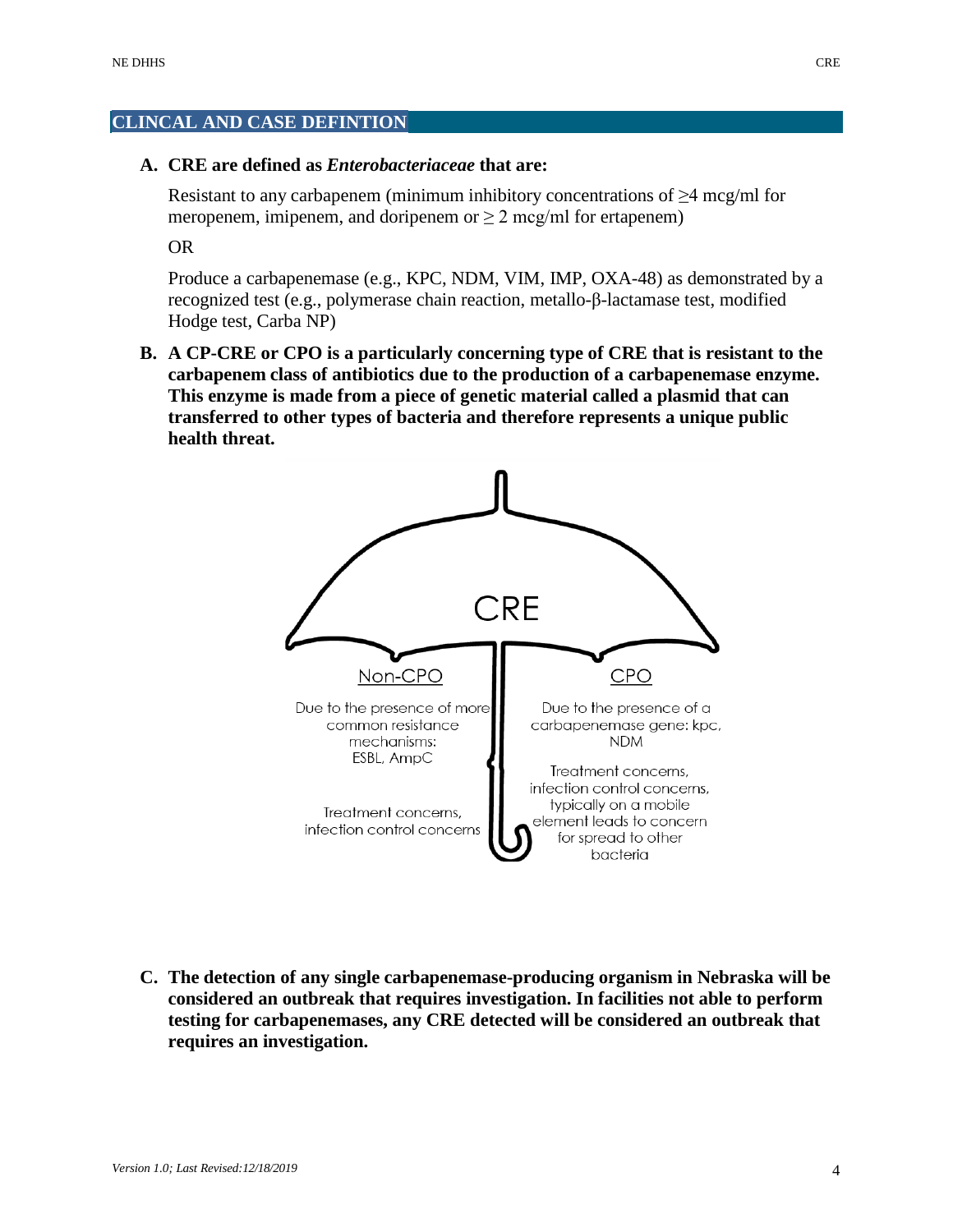## CLINCAL AND CASE DEFINTION

**A. CRE are defined as *Enterobacteriaceae* that are:**

Resistant to any carbapenem (minimum inhibitory concentrations of ≥4 mcg/ml for meropenem, imipenem, and doripenem or ≥ 2 mcg/ml for ertapenem)

OR

Produce a carbapenemase (e.g., KPC, NDM, VIM, IMP, OXA-48) as demonstrated by a recognized test (e.g., polymerase chain reaction, metallo-β-lactamase test, modified Hodge test, Carba NP)

**B. A CP-CRE or CPO is a particularly concerning type of CRE that is resistant to the carbapenem class of antibiotics due to the production of a carbapenemase enzyme. This enzyme is made from a piece of genetic material called a plasmid that can transferred to other types of bacteria and therefore represents a unique public health threat.**

CRE

Non-CPO

Due to the presence of more common resistance mechanisms: ESBL, AmpC

Treatment concerns, infection control concerns

CPO

Due to the presence of a carbapenemase gene: kpc, NDM

Treatment concerns, infection control concerns, typically on a mobile element leads to concern for spread to other bacteria

**C. The detection of any single carbapenemase-producing organism in Nebraska will be considered an outbreak that requires investigation. In facilities not able to perform testing for carbapenemases, any CRE detected will be considered an outbreak that requires an investigation.**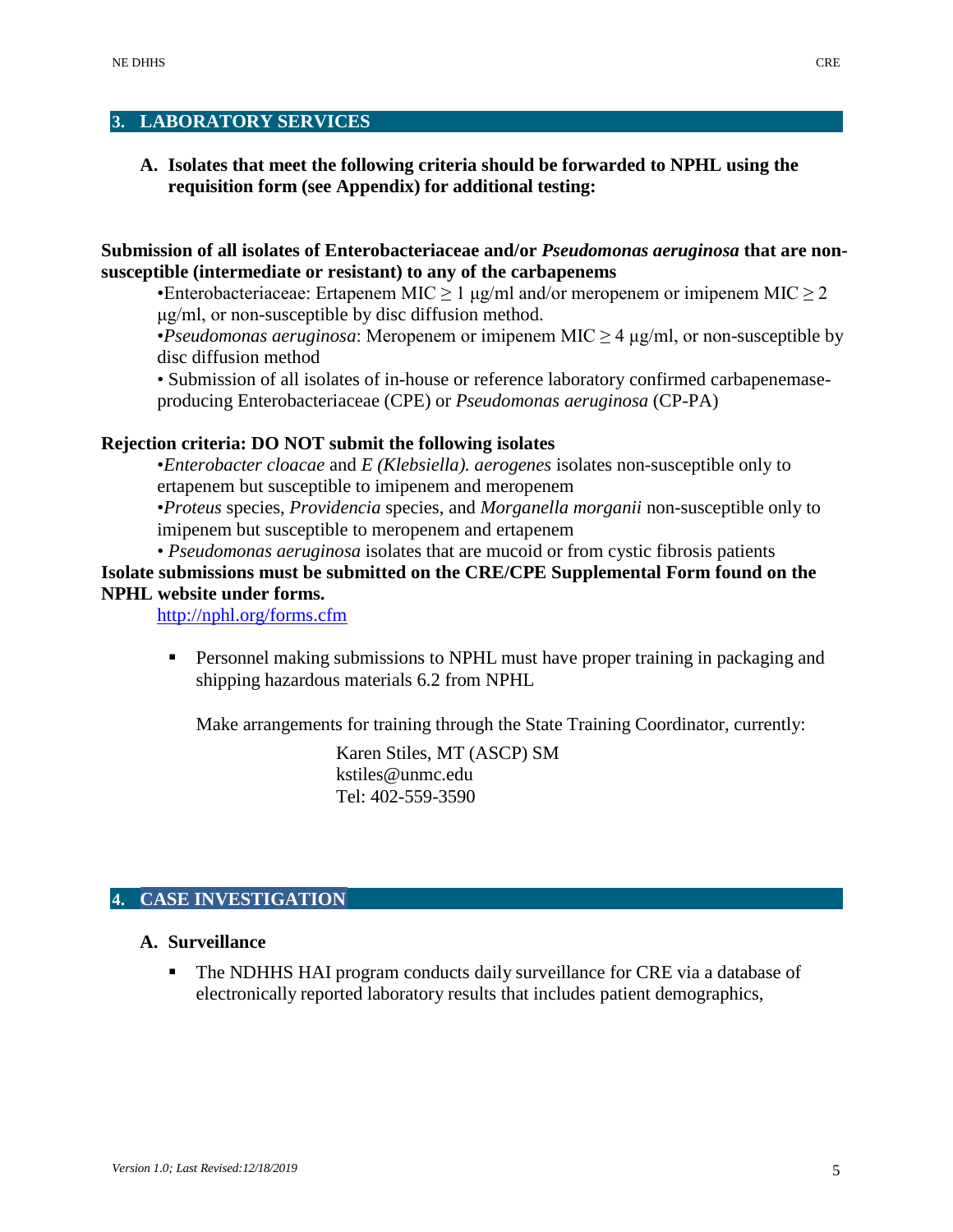## 3. LABORATORY SERVICES

**A. Isolates that meet the following criteria should be forwarded to NPHL using the requisition form (see Appendix) for additional testing:**

**Submission of all isolates of Enterobacteriaceae and/or *Pseudomonas aeruginosa* that are non-susceptible (intermediate or resistant) to any of the carbapenems**

- Enterobacteriaceae: Ertapenem MIC $\geq 1$ μg/ml and/or meropenem or imipenem MIC $\geq 2$ μg/ml, or non-susceptible by disc diffusion method.
- *Pseudomonas aeruginosa*: Meropenem or imipenem MIC $\geq 4$ μg/ml, or non-susceptible by disc diffusion method
- Submission of all isolates of in-house or reference laboratory confirmed carbapenemase-producing Enterobacteriaceae (CPE) or *Pseudomonas aeruginosa* (CP-PA)

**Rejection criteria: DO NOT submit the following isolates**

- *Enterobacter cloacae* and *E (Klebsiella). aerogenes* isolates non-susceptible only to ertapenem but susceptible to imipenem and meropenem
- *Proteus* species, *Providencia* species, and *Morganella morganii* non-susceptible only to imipenem but susceptible to meropenem and ertapenem
- *Pseudomonas aeruginosa* isolates that are mucoid or from cystic fibrosis patients

**Isolate submissions must be submitted on the CRE/CPE Supplemental Form found on the NPHL website under forms.**

http://nphl.org/forms.cfm

- Personnel making submissions to NPHL must have proper training in packaging and shipping hazardous materials 6.2 from NPHL

  Make arrangements for training through the State Training Coordinator, currently:

  Karen Stiles, MT (ASCP) SM
  kstiles@unmc.edu
  Tel: 402-559-3590

## 4. CASE INVESTIGATION

**A. Surveillance**

- The NDHHS HAI program conducts daily surveillance for CRE via a database of electronically reported laboratory results that includes patient demographics,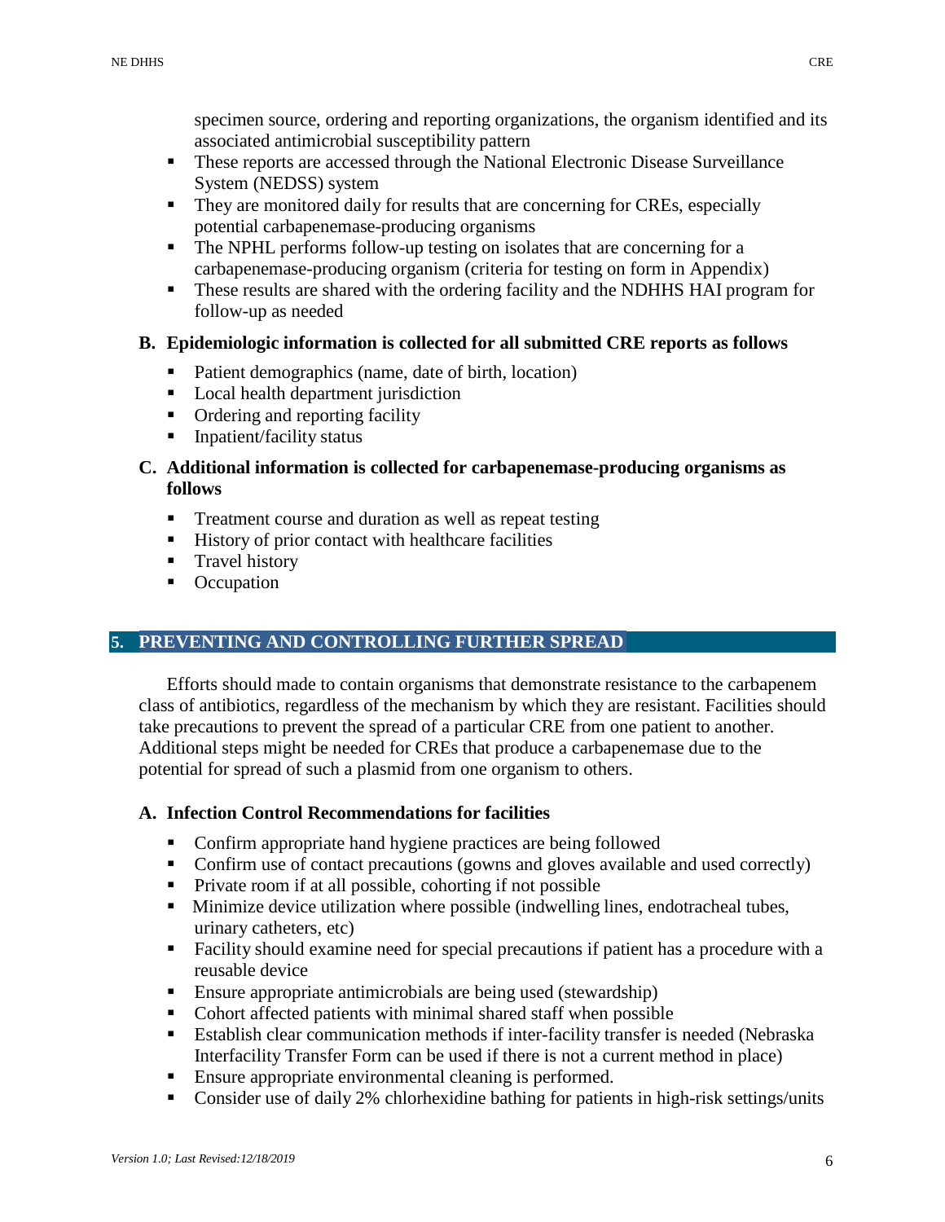specimen source, ordering and reporting organizations, the organism identified and its associated antimicrobial susceptibility pattern

- These reports are accessed through the National Electronic Disease Surveillance System (NEDSS) system
- They are monitored daily for results that are concerning for CREs, especially potential carbapenemase-producing organisms
- The NPHL performs follow-up testing on isolates that are concerning for a carbapenemase-producing organism (criteria for testing on form in Appendix)
- These results are shared with the ordering facility and the NDHHS HAI program for follow-up as needed

### B. Epidemiologic information is collected for all submitted CRE reports as follows

- Patient demographics (name, date of birth, location)
- Local health department jurisdiction
- Ordering and reporting facility
- Inpatient/facility status

### C. Additional information is collected for carbapenemase-producing organisms as follows

- Treatment course and duration as well as repeat testing
- History of prior contact with healthcare facilities
- Travel history
- Occupation

## 5. PREVENTING AND CONTROLLING FURTHER SPREAD

Efforts should made to contain organisms that demonstrate resistance to the carbapenem class of antibiotics, regardless of the mechanism by which they are resistant. Facilities should take precautions to prevent the spread of a particular CRE from one patient to another. Additional steps might be needed for CREs that produce a carbapenemase due to the potential for spread of such a plasmid from one organism to others.

### A. Infection Control Recommendations for facilities

- Confirm appropriate hand hygiene practices are being followed
- Confirm use of contact precautions (gowns and gloves available and used correctly)
- Private room if at all possible, cohorting if not possible
- Minimize device utilization where possible (indwelling lines, endotracheal tubes, urinary catheters, etc)
- Facility should examine need for special precautions if patient has a procedure with a reusable device
- Ensure appropriate antimicrobials are being used (stewardship)
- Cohort affected patients with minimal shared staff when possible
- Establish clear communication methods if inter-facility transfer is needed (Nebraska Interfacility Transfer Form can be used if there is not a current method in place)
- Ensure appropriate environmental cleaning is performed.
- Consider use of daily 2% chlorhexidine bathing for patients in high-risk settings/units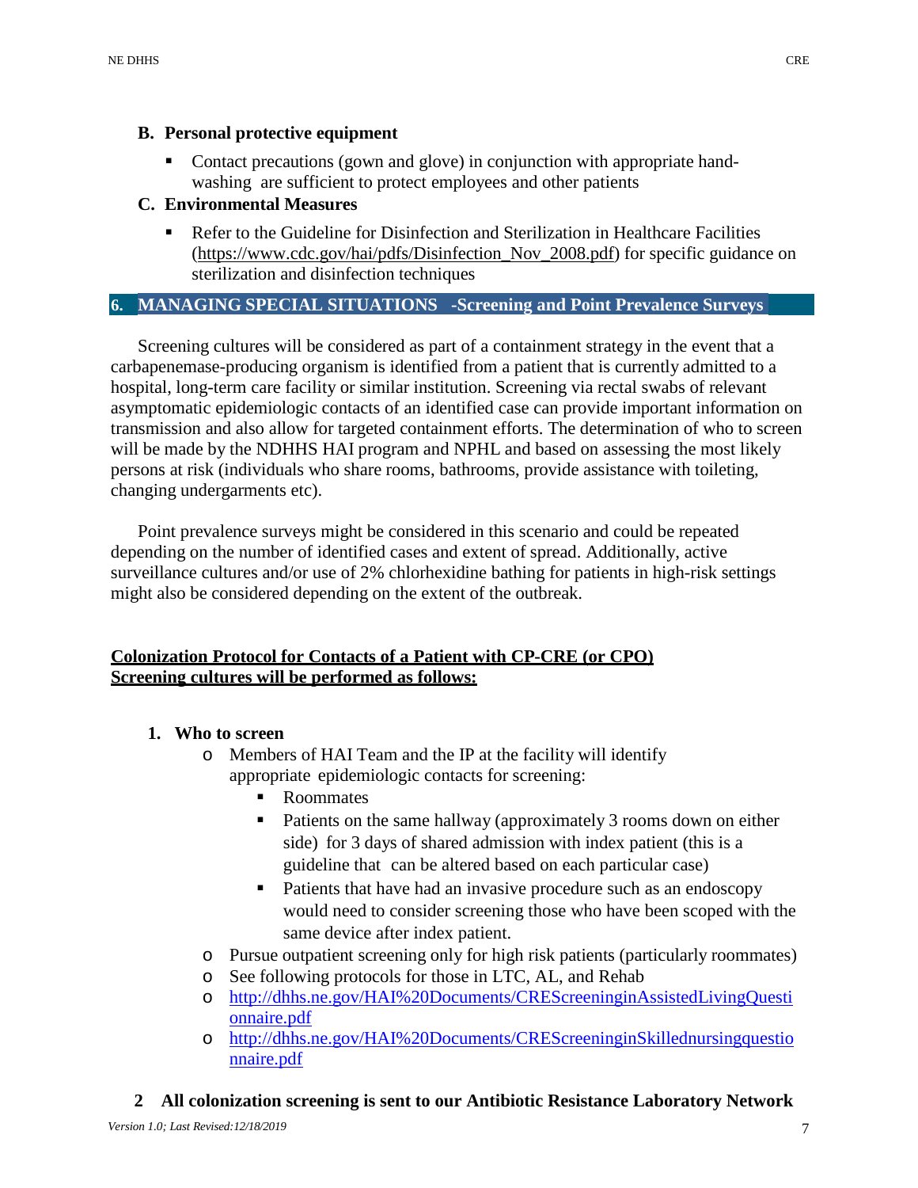### B. Personal protective equipment

- Contact precautions (gown and glove) in conjunction with appropriate hand-washing are sufficient to protect employees and other patients

### C. Environmental Measures

- Refer to the Guideline for Disinfection and Sterilization in Healthcare Facilities (https://www.cdc.gov/hai/pdfs/Disinfection_Nov_2008.pdf) for specific guidance on sterilization and disinfection techniques

## 6. MANAGING SPECIAL SITUATIONS -Screening and Point Prevalence Surveys

Screening cultures will be considered as part of a containment strategy in the event that a carbapenemase-producing organism is identified from a patient that is currently admitted to a hospital, long-term care facility or similar institution. Screening via rectal swabs of relevant asymptomatic epidemiologic contacts of an identified case can provide important information on transmission and also allow for targeted containment efforts. The determination of who to screen will be made by the NDHHS HAI program and NPHL and based on assessing the most likely persons at risk (individuals who share rooms, bathrooms, provide assistance with toileting, changing undergarments etc).

Point prevalence surveys might be considered in this scenario and could be repeated depending on the number of identified cases and extent of spread. Additionally, active surveillance cultures and/or use of 2% chlorhexidine bathing for patients in high-risk settings might also be considered depending on the extent of the outbreak.

**Colonization Protocol for Contacts of a Patient with CP-CRE (or CPO)**
**Screening cultures will be performed as follows:**

1. **Who to screen**
   - Members of HAI Team and the IP at the facility will identify appropriate epidemiologic contacts for screening:
     - Roommates
     - Patients on the same hallway (approximately 3 rooms down on either side) for 3 days of shared admission with index patient (this is a guideline that can be altered based on each particular case)
     - Patients that have had an invasive procedure such as an endoscopy would need to consider screening those who have been scoped with the same device after index patient.
   - Pursue outpatient screening only for high risk patients (particularly roommates)
   - See following protocols for those in LTC, AL, and Rehab
   - http://dhhs.ne.gov/HAI%20Documents/CREScreeninginAssistedLivingQuestionnaire.pdf
   - http://dhhs.ne.gov/HAI%20Documents/CREScreeninginSkillednursingquestionnaire.pdf

2. **All colonization screening is sent to our Antibiotic Resistance Laboratory Network**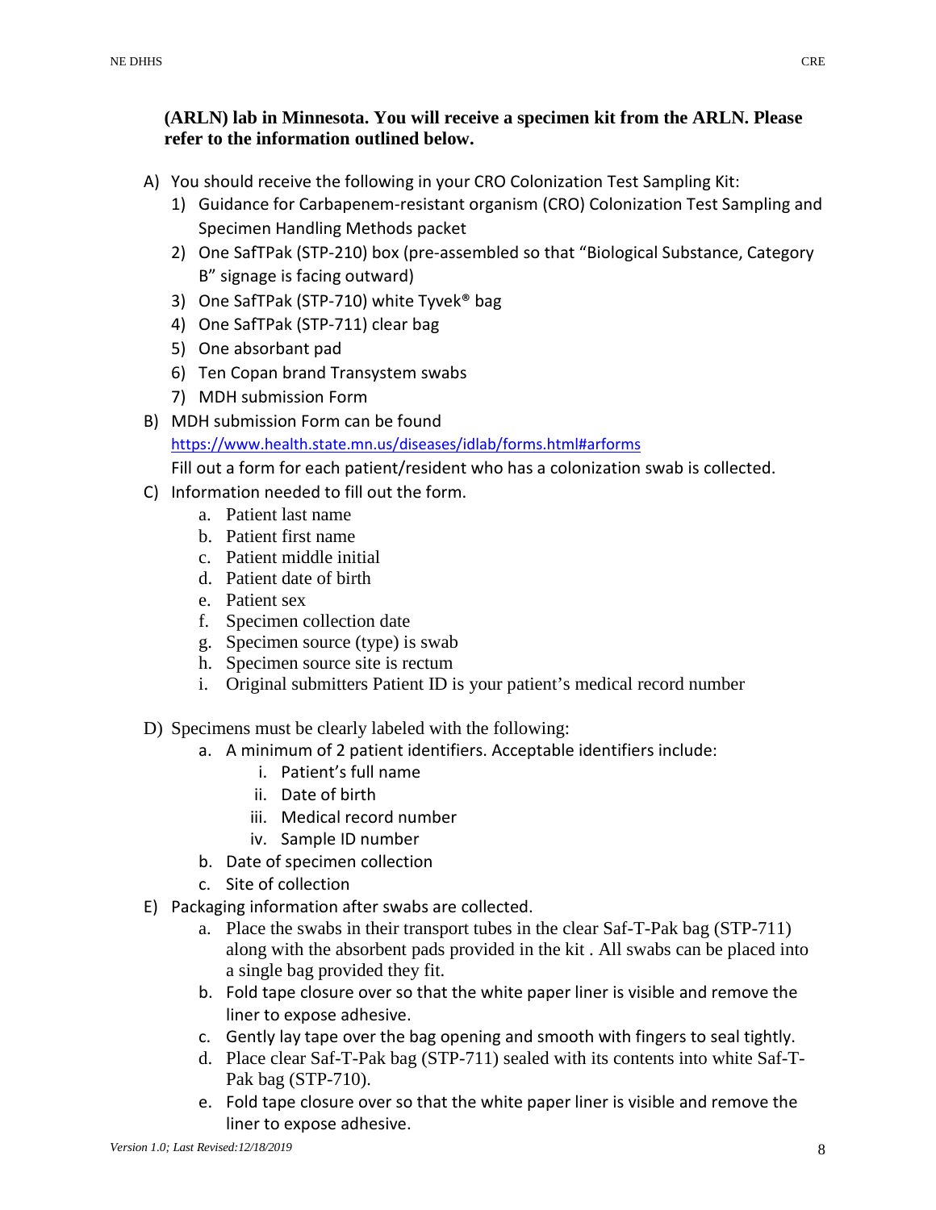**(ARLN) lab in Minnesota. You will receive a specimen kit from the ARLN. Please refer to the information outlined below.**

A) You should receive the following in your CRO Colonization Test Sampling Kit:
   1) Guidance for Carbapenem-resistant organism (CRO) Colonization Test Sampling and Specimen Handling Methods packet
   2) One SafTPak (STP-210) box (pre-assembled so that "Biological Substance, Category B" signage is facing outward)
   3) One SafTPak (STP-710) white Tyvek® bag
   4) One SafTPak (STP-711) clear bag
   5) One absorbant pad
   6) Ten Copan brand Transystem swabs
   7) MDH submission Form

B) MDH submission Form can be found [https://www.health.state.mn.us/diseases/idlab/forms.html#arforms](https://www.health.state.mn.us/diseases/idlab/forms.html#arforms)
   Fill out a form for each patient/resident who has a colonization swab is collected.

C) Information needed to fill out the form.
   a. Patient last name
   b. Patient first name
   c. Patient middle initial
   d. Patient date of birth
   e. Patient sex
   f. Specimen collection date
   g. Specimen source (type) is swab
   h. Specimen source site is rectum
   i. Original submitters Patient ID is your patient's medical record number

D) Specimens must be clearly labeled with the following:
   a. A minimum of 2 patient identifiers. Acceptable identifiers include:
      i. Patient's full name
      ii. Date of birth
      iii. Medical record number
      iv. Sample ID number
   b. Date of specimen collection
   c. Site of collection

E) Packaging information after swabs are collected.
   a. Place the swabs in their transport tubes in the clear Saf-T-Pak bag (STP-711) along with the absorbent pads provided in the kit . All swabs can be placed into a single bag provided they fit.
   b. Fold tape closure over so that the white paper liner is visible and remove the liner to expose adhesive.
   c. Gently lay tape over the bag opening and smooth with fingers to seal tightly.
   d. Place clear Saf-T-Pak bag (STP-711) sealed with its contents into white Saf-T-Pak bag (STP-710).
   e. Fold tape closure over so that the white paper liner is visible and remove the liner to expose adhesive.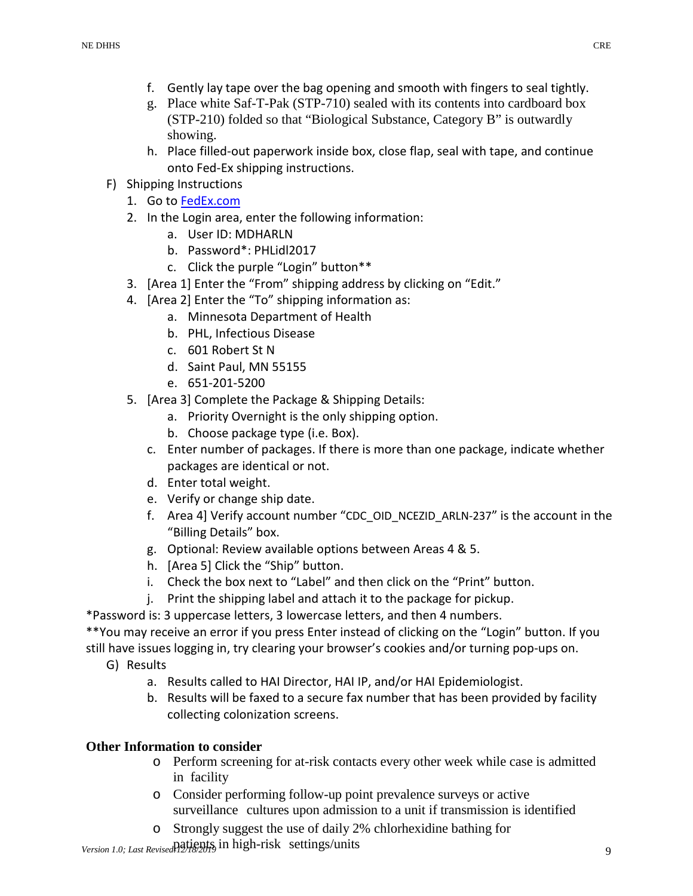f. Gently lay tape over the bag opening and smooth with fingers to seal tightly.

g. Place white Saf-T-Pak (STP-710) sealed with its contents into cardboard box (STP-210) folded so that "Biological Substance, Category B" is outwardly showing.

h. Place filled-out paperwork inside box, close flap, seal with tape, and continue onto Fed-Ex shipping instructions.

F) Shipping Instructions

1. Go to [FedEx.com](FedEx.com)
2. In the Login area, enter the following information:
   a. User ID: MDHARLN
   b. Password*: PHLidl2017
   c. Click the purple "Login" button**
3. [Area 1] Enter the "From" shipping address by clicking on "Edit."
4. [Area 2] Enter the "To" shipping information as:
   a. Minnesota Department of Health
   b. PHL, Infectious Disease
   c. 601 Robert St N
   d. Saint Paul, MN 55155
   e. 651-201-5200
5. [Area 3] Complete the Package & Shipping Details:
   a. Priority Overnight is the only shipping option.
   b. Choose package type (i.e. Box).
   c. Enter number of packages. If there is more than one package, indicate whether packages are identical or not.
   d. Enter total weight.
   e. Verify or change ship date.
   f. Area 4] Verify account number "CDC_OID_NCEZID_ARLN-237" is the account in the "Billing Details" box.
   g. Optional: Review available options between Areas 4 & 5.
   h. [Area 5] Click the "Ship" button.
   i. Check the box next to "Label" and then click on the "Print" button.
   j. Print the shipping label and attach it to the package for pickup.

*Password is: 3 uppercase letters, 3 lowercase letters, and then 4 numbers.

**You may receive an error if you press Enter instead of clicking on the "Login" button. If you still have issues logging in, try clearing your browser's cookies and/or turning pop-ups on.

G) Results

a. Results called to HAI Director, HAI IP, and/or HAI Epidemiologist.

b. Results will be faxed to a secure fax number that has been provided by facility collecting colonization screens.

**Other Information to consider**

- Perform screening for at-risk contacts every other week while case is admitted in facility
- Consider performing follow-up point prevalence surveys or active surveillance cultures upon admission to a unit if transmission is identified
- Strongly suggest the use of daily 2% chlorhexidine bathing for patients in high-risk settings/units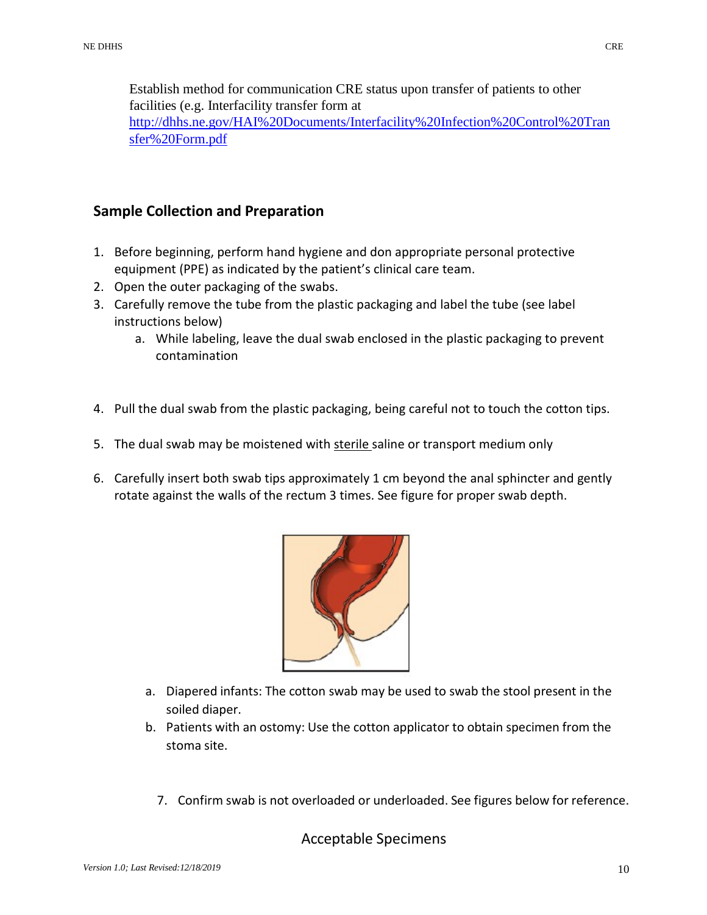Establish method for communication CRE status upon transfer of patients to other facilities (e.g. Interfacility transfer form at [http://dhhs.ne.gov/HAI%20Documents/Interfacility%20Infection%20Control%20Transfer%20Form.pdf](http://dhhs.ne.gov/HAI%20Documents/Interfacility%20Infection%20Control%20Transfer%20Form.pdf)

## Sample Collection and Preparation

1. Before beginning, perform hand hygiene and don appropriate personal protective equipment (PPE) as indicated by the patient's clinical care team.
2. Open the outer packaging of the swabs.
3. Carefully remove the tube from the plastic packaging and label the tube (see label instructions below)
   a. While labeling, leave the dual swab enclosed in the plastic packaging to prevent contamination
4. Pull the dual swab from the plastic packaging, being careful not to touch the cotton tips.
5. The dual swab may be moistened with sterile saline or transport medium only
6. Carefully insert both swab tips approximately 1 cm beyond the anal sphincter and gently rotate against the walls of the rectum 3 times. See figure for proper swab depth.
   a. Diapered infants: The cotton swab may be used to swab the stool present in the soiled diaper.
   b. Patients with an ostomy: Use the cotton applicator to obtain specimen from the stoma site.
7. Confirm swab is not overloaded or underloaded. See figures below for reference.

Acceptable Specimens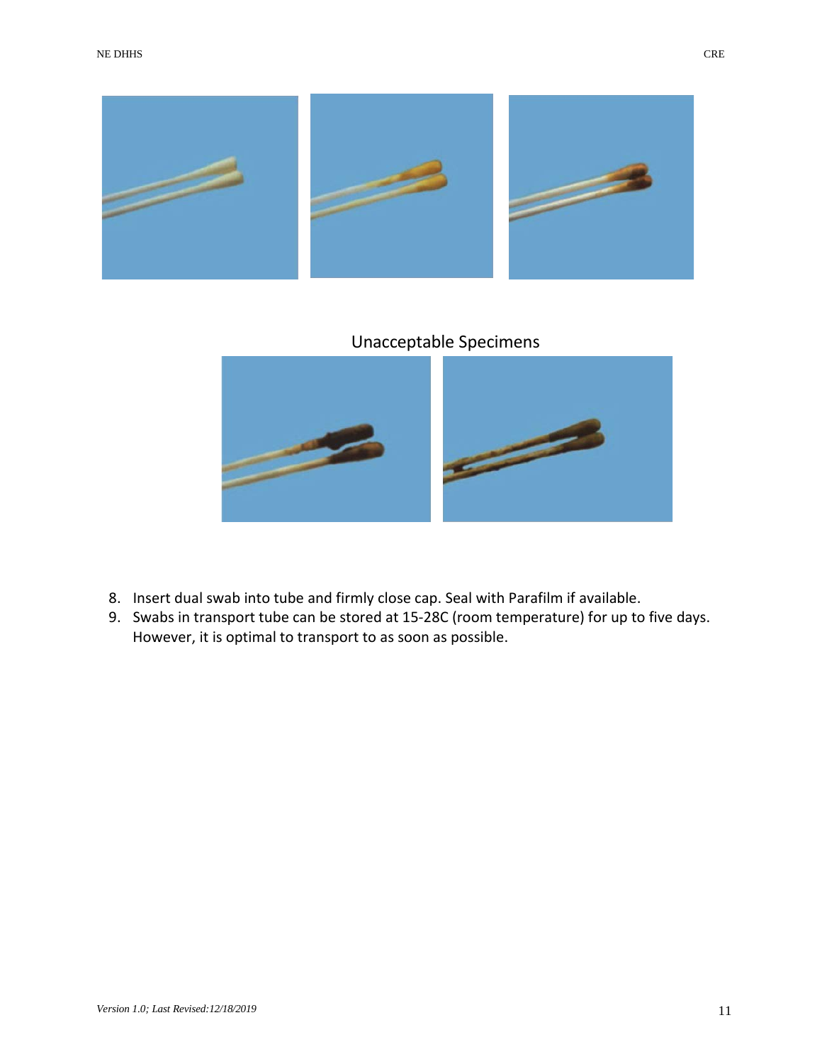Unacceptable Specimens

8. Insert dual swab into tube and firmly close cap. Seal with Parafilm if available.
9. Swabs in transport tube can be stored at 15-28C (room temperature) for up to five days. However, it is optimal to transport to as soon as possible.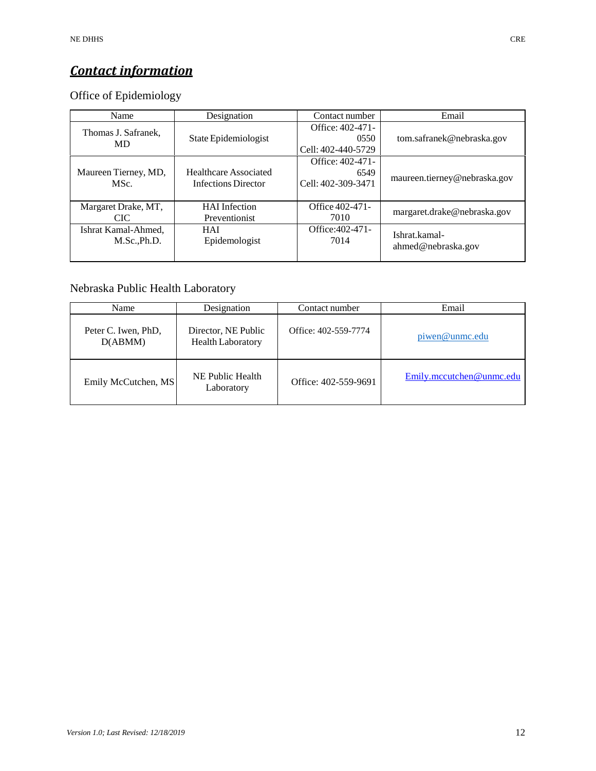## ***Contact information***

### Office of Epidemiology

| Name | Designation | Contact number | Email |
|---|---|---|---|
| Thomas J. Safranek, MD | State Epidemiologist | Office: 402-471-0550<br>Cell: 402-440-5729 | tom.safranek@nebraska.gov |
| Maureen Tierney, MD, MSc. | Healthcare Associated Infections Director | Office: 402-471-6549<br>Cell: 402-309-3471 | maureen.tierney@nebraska.gov |
| Margaret Drake, MT, CIC | HAI Infection Preventionist | Office 402-471-7010 | margaret.drake@nebraska.gov |
| Ishrat Kamal-Ahmed, M.Sc.,Ph.D. | HAI Epidemologist | Office:402-471-7014 | Ishrat.kamal-ahmed@nebraska.gov |

### Nebraska Public Health Laboratory

| Name | Designation | Contact number | Email |
|---|---|---|---|
| Peter C. Iwen, PhD, D(ABMM) | Director, NE Public Health Laboratory | Office: 402-559-7774 | piwen@unmc.edu |
| Emily McCutchen, MS | NE Public Health Laboratory | Office: 402-559-9691 | Emily.mccutchen@unmc.edu |